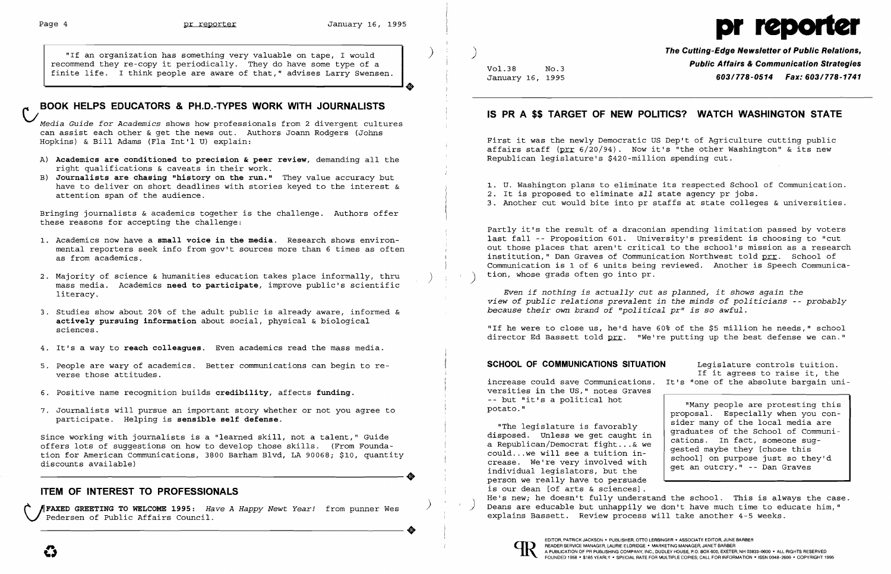"If an organization has something very valuable on tape, I would recommend they re-copy it periodically. They do have some type of a finite life. I think people are aware of that," advises Larry Swensen.

## BOOK HELPS EDUCATORS & PH.D.-TYPES WORK WITH JOURNALISTS

*Media Guide for Academics* shows how professionals from 2 divergent cultures can assist each other & get the news out. Authors Joann Rodgers (Johns Hopkins) & Bill Adams (Fla Int'l U) explain:

A) **Academics are conditioned to precision & peer review**, demanding all the right qualifications & caveats in their work.
B) **Journalists are chasing "history on the run."** They value accuracy but have to deliver on short deadlines with stories keyed to the interest & attention span of the audience.

Bringing journalists & academics together is the challenge. Authors offer these reasons for accepting the challenge:

1. Academics now have a **small voice in the media**. Research shows environmental reporters seek info from gov't sources more than 6 times as often as from academics.
2. Majority of science & humanities education takes place informally, thru mass media. Academics **need to participate**, improve public's scientific literacy.
3. Studies show about 20% of the adult public is already aware, informed & **actively pursuing information** about social, physical & biological sciences.
4. It's a way to **reach colleagues**. Even academics read the mass media.
5. People are wary of academics. Better communications can begin to reverse those attitudes.
6. Positive name recognition builds **credibility**, affects **funding**.
7. Journalists will pursue an important story whether or not you agree to participate. Helping is **sensible self defense**.

Since working with journalists is a "learned skill, not a talent," Guide offers lots of suggestions on how to develop those skills. (From Foundation for American Communications, 3800 Barham Blvd, LA 90068; $10, quantity discounts available)

## ITEM OF INTEREST TO PROFESSIONALS

**FAXED GREETING TO WELCOME 1995:** *Have A Happy Newt Year!* from punner Wes Pedersen of Public Affairs Council.

**pr reporter**

**The Cutting-Edge Newsletter of Public Relations, Public Affairs & Communication Strategies**
**603/778-0514 Fax: 603/778-1741**

Vol.38 No.3
January 16, 1995

## IS PR A $$ TARGET OF NEW POLITICS? WATCH WASHINGTON STATE

First it was the newly Democratic US Dep't of Agriculture cutting public affairs staff (prr 6/20/94). Now it's "the other Washington" & its new Republican legislature's $420-million spending cut.

1. U. Washington plans to eliminate its respected School of Communication.
2. It is proposed to eliminate *all* state agency pr jobs.
3. Another cut would bite into pr staffs at state colleges & universities.

Partly it's the result of a draconian spending limitation passed by voters last fall -- Proposition 601. University's president is choosing to "cut out those places that aren't critical to the school's mission as a research institution," Dan Graves of Communication Northwest told prr. School of Communication is 1 of 6 units being reviewed. Another is Speech Communication, whose grads often go into pr.

*Even if nothing is actually cut as planned, it shows again the view of public relations prevalent in the minds of politicians -- probably because their own brand of "political pr" is so awful.*

"If he were to close us, he'd have 60% of the $5 million he needs," school director Ed Bassett told prr. "We're putting up the best defense we can."

**SCHOOL OF COMMUNICATIONS SITUATION** Legislature controls tuition. If it agrees to raise it, the increase could save Communications. It's "one of the absolute bargain universities in the US," notes Graves -- but "it's a political hot potato."

"Many people are protesting this proposal. Especially when you consider many of the local media are graduates of the School of Communications. In fact, someone suggested maybe they [chose this school] on purpose just so they'd get an outcry." -- Dan Graves

"The legislature is favorably disposed. Unless we get caught in a Republican/Democrat fight...& we could...we will see a tuition increase. We're very involved with individual legislators, but the person we really have to persuade is our dean [of arts & sciences]. He's new; he doesn't fully understand the school. This is always the case. Deans are educable but unhappily we don't have much time to educate him," explains Bassett. Review process will take another 4-5 weeks.

EDITOR, PATRICK JACKSON • PUBLISHER, OTTO LERBINGER • ASSOCIATE EDITOR, JUNE BARBER
READER SERVICE MANAGER, LAURIE ELDRIDGE • MARKETING MANAGER, JANET BARBER
A PUBLICATION OF PR PUBLISHING COMPANY, INC., DUDLEY HOUSE, P.O. BOX 600, EXETER, NH 03833-0600 • ALL RIGHTS RESERVED
FOUNDED 1958 • $185 YEARLY • SPECIAL RATE FOR MULTIPLE COPIES: CALL FOR INFORMATION • ISSN 0048-2609 • COPYRIGHT 1995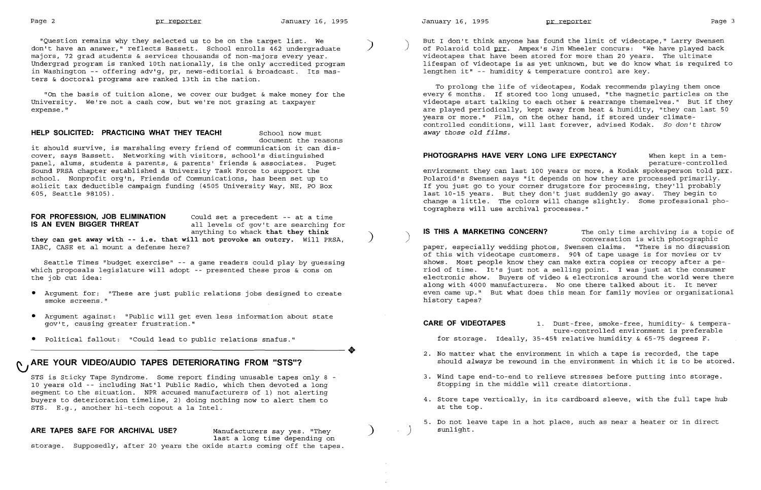"Question remains why they selected us to be on the target list. We don't have an answer," reflects Bassett. School enrolls 462 undergraduate majors, 72 grad students & services thousands of non-majors every year. Undergrad program is ranked 10th nationally, is the only accredited program in Washington -- offering adv'g, pr, news-editorial & broadcast. Its masters & doctoral programs are ranked 13th in the nation.

"On the basis of tuition alone, we cover our budget & make money for the University. We're not a cash cow, but we're not grazing at taxpayer expense."

**HELP SOLICITED: PRACTICING WHAT THEY TEACH!** School now must document the reasons it should survive, is marshaling every friend of communication it can discover, says Bassett. Networking with visitors, school's distinguished panel, alums, students & parents, & parents' friends & associates. Puget Sound PRSA chapter established a University Task Force to support the school. Nonprofit org'n, Friends of Communications, has been set up to solicit tax deductible campaign funding (4505 University Way, NE, PO Box 605, Seattle 98105).

**FOR PROFESSION, JOB ELIMINATION IS AN EVEN BIGGER THREAT** Could set a precedent -- at a time all levels of gov't are searching for anything to whack **that they think they can get away with -- i.e. that will not provoke an outcry.** Will PRSA, IABC, CASE et al mount a defense here?

Seattle Times "budget exercise" -- a game readers could play by guessing which proposals legislature will adopt -- presented these pros & cons on the job cut idea:

- Argument for: "These are just public relations jobs designed to create smoke screens."
- Argument against: "Public will get even less information about state gov't, causing greater frustration."
- Political fallout: "Could lead to public relations snafus."

---

## ARE YOUR VIDEO/AUDIO TAPES DETERIORATING FROM "STS"?

STS is Sticky Tape Syndrome. Some report finding unusable tapes only 8 - 10 years old -- including Nat'l Public Radio, which then devoted a long segment to the situation. NPR accused manufacturers of 1) not alerting buyers to deterioration timeline, 2) doing nothing now to alert them to STS. E.g., another hi-tech copout a la Intel.

**ARE TAPES SAFE FOR ARCHIVAL USE?** Manufacturers say yes. "They last a long time depending on storage. Supposedly, after 20 years the oxide starts coming off the tapes. But I don't think anyone has found the limit of videotape," Larry Swensen of Polaroid told prr. Ampex's Jim Wheeler concurs: "We have played back videotapes that have been stored for more than 20 years. The ultimate lifespan of videotape is as yet unknown, but we do know what is required to lengthen it" -- humidity & temperature control are key.

To prolong the life of videotapes, Kodak recommends playing them once every 6 months. If stored too long unused, "the magnetic particles on the videotape start talking to each other & rearrange themselves." But if they are played periodically, kept away from heat & humidity, "they can last 50 years or more." Film, on the other hand, if stored under climate-controlled conditions, will last forever, advised Kodak. *So don't throw away those old films.*

**PHOTOGRAPHS HAVE VERY LONG LIFE EXPECTANCY** When kept in a temperature-controlled environment they can last 100 years or more, a Kodak spokesperson told prr. Polaroid's Swensen says "it depends on how they are processed primarily. If you just go to your corner drugstore for processing, they'll probably last 10-15 years. But they don't just suddenly go away. They begin to change a little. The colors will change slightly. Some professional photographers will use archival processes."

**IS THIS A MARKETING CONCERN?** The only time archiving is a topic of conversation is with photographic paper, especially wedding photos, Swensen claims. "There is no discussion of this with videotape customers. 90% of tape usage is for movies or tv shows. Most people know they can make extra copies or recopy after a period of time. It's just not a selling point. I was just at the consumer electronic show. Buyers of video & electronics around the world were there along with 4000 manufacturers. No one there talked about it. It never even came up." But what does this mean for family movies or organizational history tapes?

**CARE OF VIDEOTAPES**

1. Dust-free, smoke-free, humidity- & temperature-controlled environment is preferable for storage. Ideally, 35-45% relative humidity & 65-75 degrees F.
2. No matter what the environment in which a tape is recorded, the tape should *always* be rewound in the environment in which it is to be stored.
3. Wind tape end-to-end to relieve stresses before putting into storage. Stopping in the middle will create distortions.
4. Store tape vertically, in its cardboard sleeve, with the full tape hub at the top.
5. Do not leave tape in a hot place, such as near a heater or in direct sunlight.